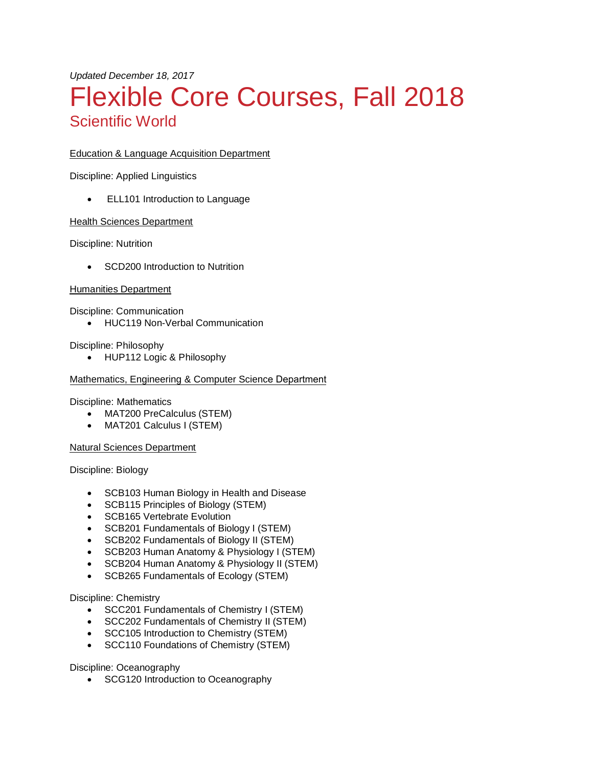*Updated December 18, 2017*

# Flexible Core Courses, Fall 2018

## Scientific World

Education & Language Acquisition Department

Discipline: Applied Linguistics

- ELL101 Introduction to Language

Health Sciences Department

Discipline: Nutrition

- SCD200 Introduction to Nutrition

Humanities Department

Discipline: Communication

- HUC119 Non-Verbal Communication

Discipline: Philosophy

- HUP112 Logic & Philosophy

Mathematics, Engineering & Computer Science Department

Discipline: Mathematics

- MAT200 PreCalculus (STEM)
- MAT201 Calculus I (STEM)

Natural Sciences Department

Discipline: Biology

- SCB103 Human Biology in Health and Disease
- SCB115 Principles of Biology (STEM)
- SCB165 Vertebrate Evolution
- SCB201 Fundamentals of Biology I (STEM)
- SCB202 Fundamentals of Biology II (STEM)
- SCB203 Human Anatomy & Physiology I (STEM)
- SCB204 Human Anatomy & Physiology II (STEM)
- SCB265 Fundamentals of Ecology (STEM)

Discipline: Chemistry

- SCC201 Fundamentals of Chemistry I (STEM)
- SCC202 Fundamentals of Chemistry II (STEM)
- SCC105 Introduction to Chemistry (STEM)
- SCC110 Foundations of Chemistry (STEM)

Discipline: Oceanography

- SCG120 Introduction to Oceanography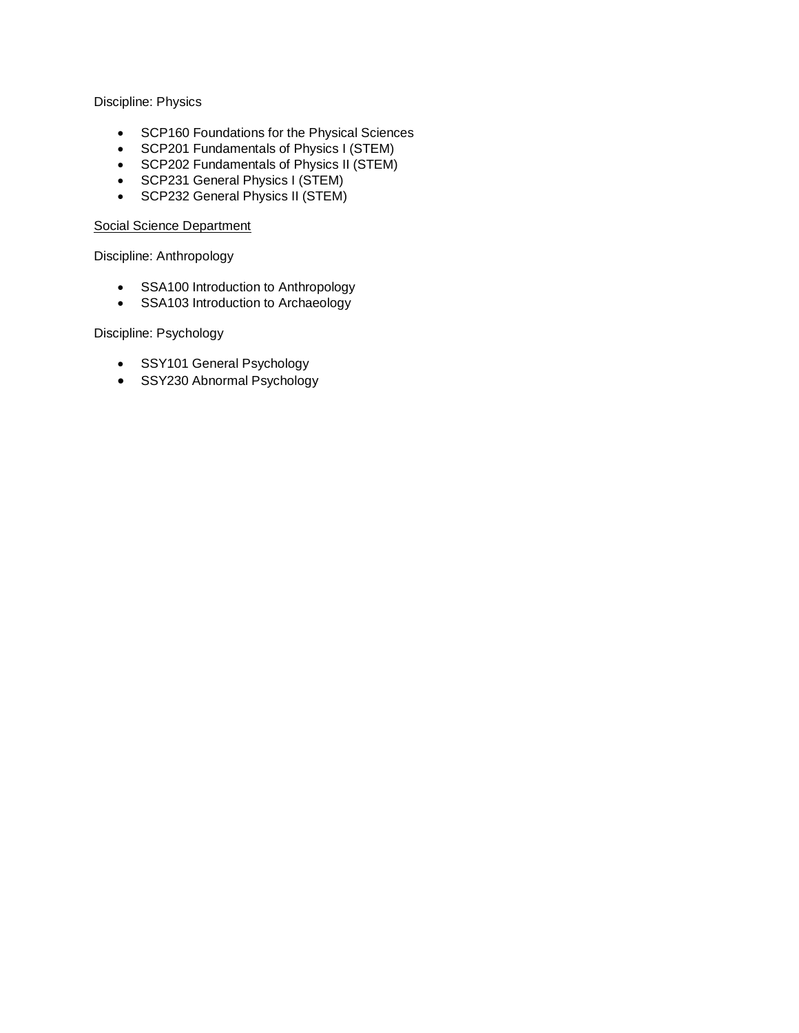Discipline: Physics

- SCP160 Foundations for the Physical Sciences
- SCP201 Fundamentals of Physics I (STEM)
- SCP202 Fundamentals of Physics II (STEM)
- SCP231 General Physics I (STEM)
- SCP232 General Physics II (STEM)

<u>Social Science Department</u>

Discipline: Anthropology

- SSA100 Introduction to Anthropology
- SSA103 Introduction to Archaeology

Discipline: Psychology

- SSY101 General Psychology
- SSY230 Abnormal Psychology